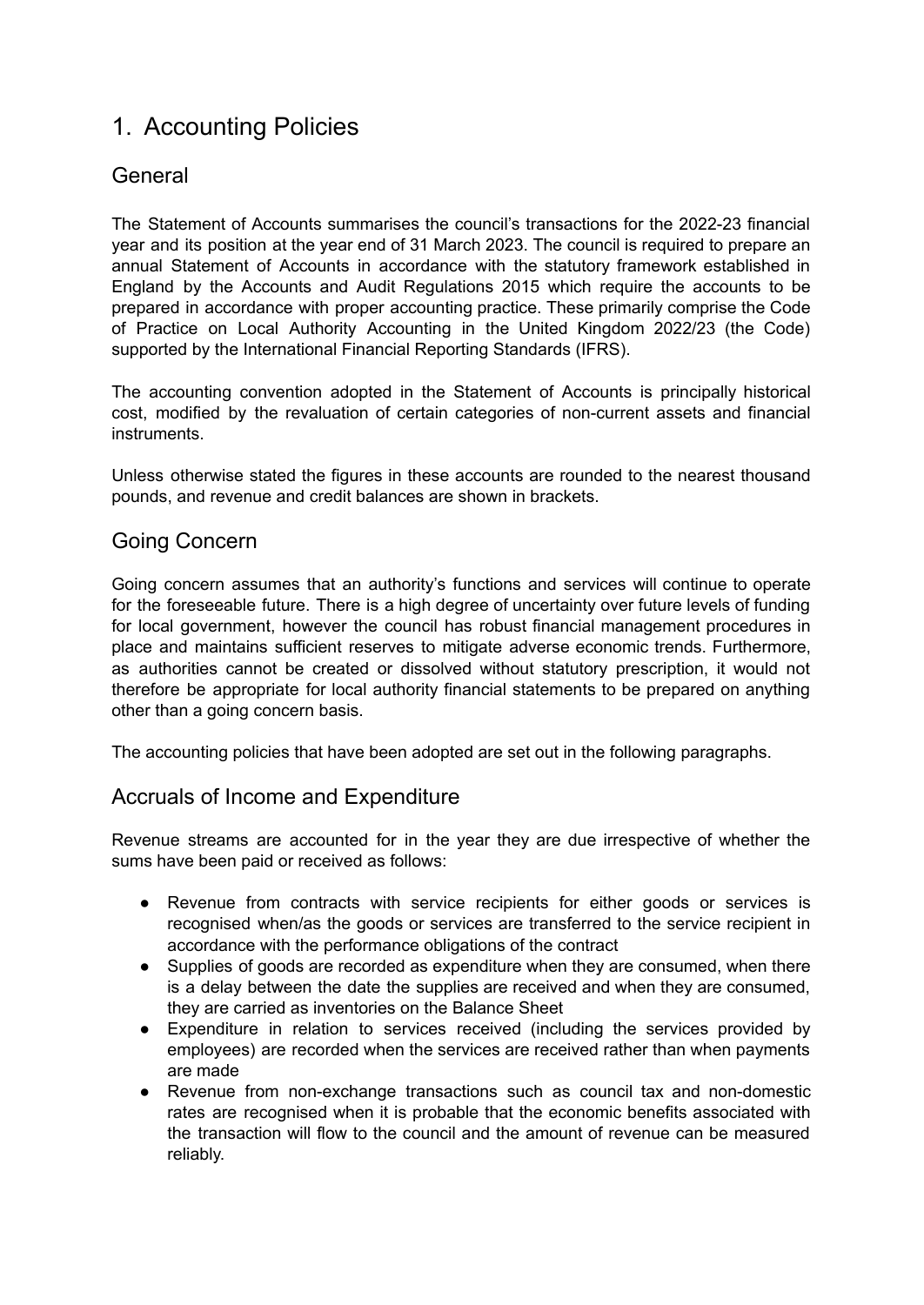# 1. Accounting Policies

## General

The Statement of Accounts summarises the council's transactions for the 2022-23 financial year and its position at the year end of 31 March 2023. The council is required to prepare an annual Statement of Accounts in accordance with the statutory framework established in England by the Accounts and Audit Regulations 2015 which require the accounts to be prepared in accordance with proper accounting practice. These primarily comprise the Code of Practice on Local Authority Accounting in the United Kingdom 2022/23 (the Code) supported by the International Financial Reporting Standards (IFRS).

The accounting convention adopted in the Statement of Accounts is principally historical cost, modified by the revaluation of certain categories of non-current assets and financial instruments.

Unless otherwise stated the figures in these accounts are rounded to the nearest thousand pounds, and revenue and credit balances are shown in brackets.

## Going Concern

Going concern assumes that an authority's functions and services will continue to operate for the foreseeable future. There is a high degree of uncertainty over future levels of funding for local government, however the council has robust financial management procedures in place and maintains sufficient reserves to mitigate adverse economic trends. Furthermore, as authorities cannot be created or dissolved without statutory prescription, it would not therefore be appropriate for local authority financial statements to be prepared on anything other than a going concern basis.

The accounting policies that have been adopted are set out in the following paragraphs.

## Accruals of Income and Expenditure

Revenue streams are accounted for in the year they are due irrespective of whether the sums have been paid or received as follows:

- Revenue from contracts with service recipients for either goods or services is recognised when/as the goods or services are transferred to the service recipient in accordance with the performance obligations of the contract
- Supplies of goods are recorded as expenditure when they are consumed, when there is a delay between the date the supplies are received and when they are consumed, they are carried as inventories on the Balance Sheet
- Expenditure in relation to services received (including the services provided by employees) are recorded when the services are received rather than when payments are made
- Revenue from non-exchange transactions such as council tax and non-domestic rates are recognised when it is probable that the economic benefits associated with the transaction will flow to the council and the amount of revenue can be measured reliably.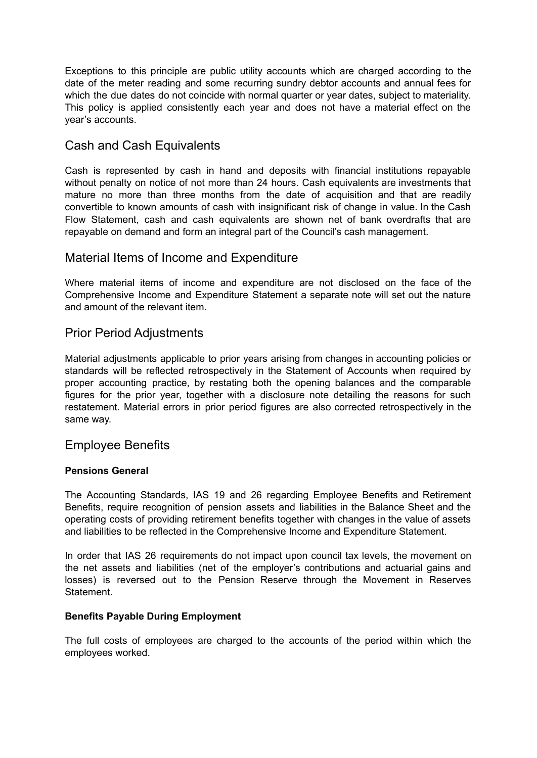Exceptions to this principle are public utility accounts which are charged according to the date of the meter reading and some recurring sundry debtor accounts and annual fees for which the due dates do not coincide with normal quarter or year dates, subject to materiality. This policy is applied consistently each year and does not have a material effect on the year's accounts.

## Cash and Cash Equivalents

Cash is represented by cash in hand and deposits with financial institutions repayable without penalty on notice of not more than 24 hours. Cash equivalents are investments that mature no more than three months from the date of acquisition and that are readily convertible to known amounts of cash with insignificant risk of change in value. In the Cash Flow Statement, cash and cash equivalents are shown net of bank overdrafts that are repayable on demand and form an integral part of the Council's cash management.

## Material Items of Income and Expenditure

Where material items of income and expenditure are not disclosed on the face of the Comprehensive Income and Expenditure Statement a separate note will set out the nature and amount of the relevant item.

## Prior Period Adjustments

Material adjustments applicable to prior years arising from changes in accounting policies or standards will be reflected retrospectively in the Statement of Accounts when required by proper accounting practice, by restating both the opening balances and the comparable figures for the prior year, together with a disclosure note detailing the reasons for such restatement. Material errors in prior period figures are also corrected retrospectively in the same way.

## Employee Benefits

**Pensions General**

The Accounting Standards, IAS 19 and 26 regarding Employee Benefits and Retirement Benefits, require recognition of pension assets and liabilities in the Balance Sheet and the operating costs of providing retirement benefits together with changes in the value of assets and liabilities to be reflected in the Comprehensive Income and Expenditure Statement.

In order that IAS 26 requirements do not impact upon council tax levels, the movement on the net assets and liabilities (net of the employer's contributions and actuarial gains and losses) is reversed out to the Pension Reserve through the Movement in Reserves Statement.

**Benefits Payable During Employment**

The full costs of employees are charged to the accounts of the period within which the employees worked.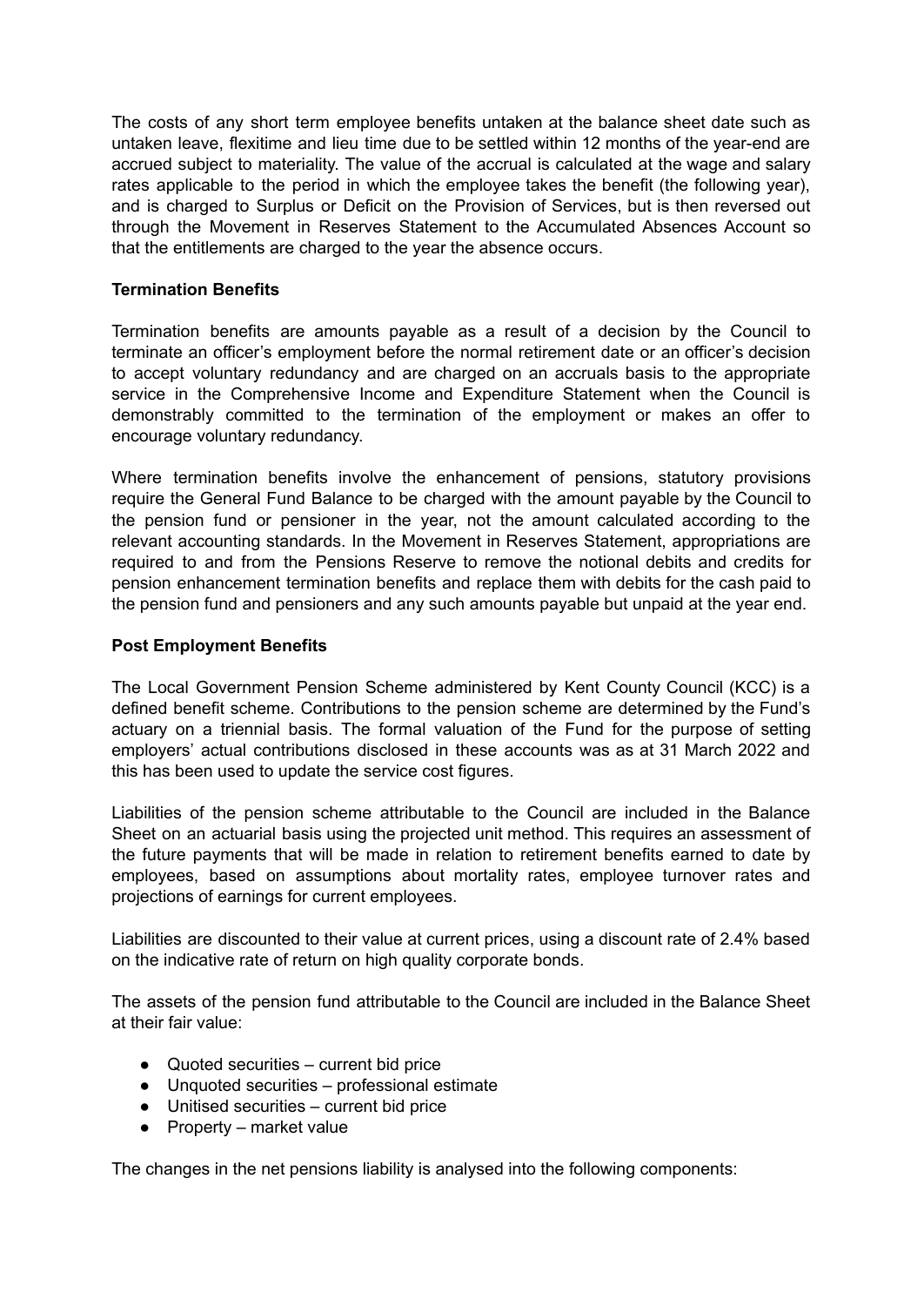The costs of any short term employee benefits untaken at the balance sheet date such as untaken leave, flexitime and lieu time due to be settled within 12 months of the year-end are accrued subject to materiality. The value of the accrual is calculated at the wage and salary rates applicable to the period in which the employee takes the benefit (the following year), and is charged to Surplus or Deficit on the Provision of Services, but is then reversed out through the Movement in Reserves Statement to the Accumulated Absences Account so that the entitlements are charged to the year the absence occurs.

**Termination Benefits**

Termination benefits are amounts payable as a result of a decision by the Council to terminate an officer's employment before the normal retirement date or an officer's decision to accept voluntary redundancy and are charged on an accruals basis to the appropriate service in the Comprehensive Income and Expenditure Statement when the Council is demonstrably committed to the termination of the employment or makes an offer to encourage voluntary redundancy.

Where termination benefits involve the enhancement of pensions, statutory provisions require the General Fund Balance to be charged with the amount payable by the Council to the pension fund or pensioner in the year, not the amount calculated according to the relevant accounting standards. In the Movement in Reserves Statement, appropriations are required to and from the Pensions Reserve to remove the notional debits and credits for pension enhancement termination benefits and replace them with debits for the cash paid to the pension fund and pensioners and any such amounts payable but unpaid at the year end.

**Post Employment Benefits**

The Local Government Pension Scheme administered by Kent County Council (KCC) is a defined benefit scheme. Contributions to the pension scheme are determined by the Fund's actuary on a triennial basis. The formal valuation of the Fund for the purpose of setting employers' actual contributions disclosed in these accounts was as at 31 March 2022 and this has been used to update the service cost figures.

Liabilities of the pension scheme attributable to the Council are included in the Balance Sheet on an actuarial basis using the projected unit method. This requires an assessment of the future payments that will be made in relation to retirement benefits earned to date by employees, based on assumptions about mortality rates, employee turnover rates and projections of earnings for current employees.

Liabilities are discounted to their value at current prices, using a discount rate of 2.4% based on the indicative rate of return on high quality corporate bonds.

The assets of the pension fund attributable to the Council are included in the Balance Sheet at their fair value:

- Quoted securities – current bid price
- Unquoted securities – professional estimate
- Unitised securities – current bid price
- Property – market value

The changes in the net pensions liability is analysed into the following components: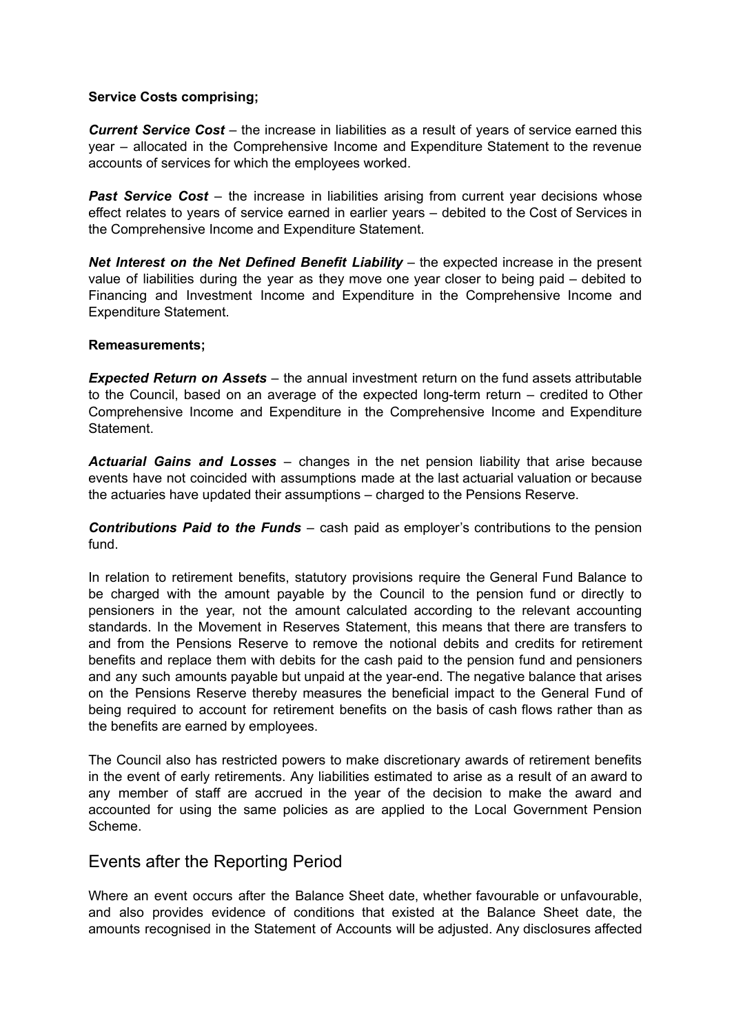**Service Costs comprising;**

***Current Service Cost*** – the increase in liabilities as a result of years of service earned this year – allocated in the Comprehensive Income and Expenditure Statement to the revenue accounts of services for which the employees worked.

***Past Service Cost*** – the increase in liabilities arising from current year decisions whose effect relates to years of service earned in earlier years – debited to the Cost of Services in the Comprehensive Income and Expenditure Statement.

***Net Interest on the Net Defined Benefit Liability*** – the expected increase in the present value of liabilities during the year as they move one year closer to being paid – debited to Financing and Investment Income and Expenditure in the Comprehensive Income and Expenditure Statement.

**Remeasurements;**

***Expected Return on Assets*** – the annual investment return on the fund assets attributable to the Council, based on an average of the expected long-term return – credited to Other Comprehensive Income and Expenditure in the Comprehensive Income and Expenditure Statement.

***Actuarial Gains and Losses*** – changes in the net pension liability that arise because events have not coincided with assumptions made at the last actuarial valuation or because the actuaries have updated their assumptions – charged to the Pensions Reserve.

***Contributions Paid to the Funds*** – cash paid as employer's contributions to the pension fund.

In relation to retirement benefits, statutory provisions require the General Fund Balance to be charged with the amount payable by the Council to the pension fund or directly to pensioners in the year, not the amount calculated according to the relevant accounting standards. In the Movement in Reserves Statement, this means that there are transfers to and from the Pensions Reserve to remove the notional debits and credits for retirement benefits and replace them with debits for the cash paid to the pension fund and pensioners and any such amounts payable but unpaid at the year-end. The negative balance that arises on the Pensions Reserve thereby measures the beneficial impact to the General Fund of being required to account for retirement benefits on the basis of cash flows rather than as the benefits are earned by employees.

The Council also has restricted powers to make discretionary awards of retirement benefits in the event of early retirements. Any liabilities estimated to arise as a result of an award to any member of staff are accrued in the year of the decision to make the award and accounted for using the same policies as are applied to the Local Government Pension Scheme.

## Events after the Reporting Period

Where an event occurs after the Balance Sheet date, whether favourable or unfavourable, and also provides evidence of conditions that existed at the Balance Sheet date, the amounts recognised in the Statement of Accounts will be adjusted. Any disclosures affected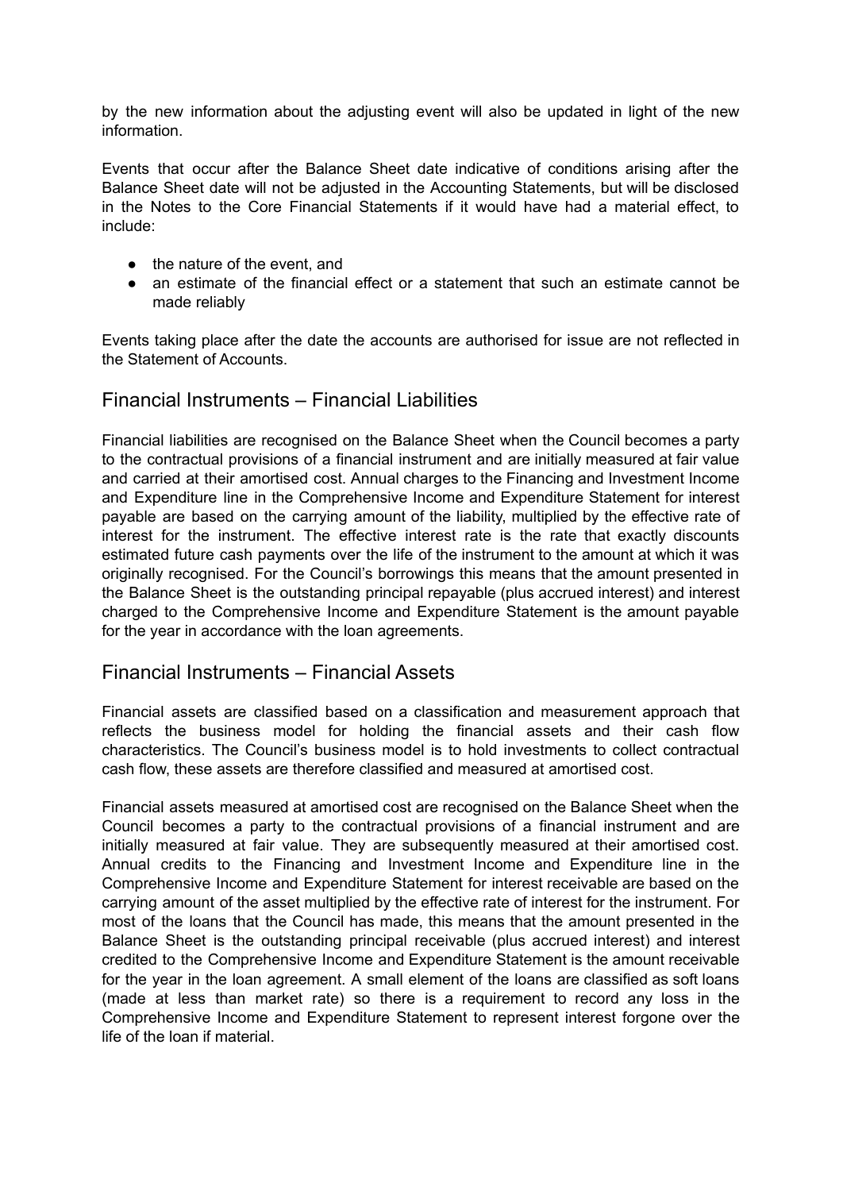by the new information about the adjusting event will also be updated in light of the new information.

Events that occur after the Balance Sheet date indicative of conditions arising after the Balance Sheet date will not be adjusted in the Accounting Statements, but will be disclosed in the Notes to the Core Financial Statements if it would have had a material effect, to include:

- the nature of the event, and
- an estimate of the financial effect or a statement that such an estimate cannot be made reliably

Events taking place after the date the accounts are authorised for issue are not reflected in the Statement of Accounts.

## Financial Instruments – Financial Liabilities

Financial liabilities are recognised on the Balance Sheet when the Council becomes a party to the contractual provisions of a financial instrument and are initially measured at fair value and carried at their amortised cost. Annual charges to the Financing and Investment Income and Expenditure line in the Comprehensive Income and Expenditure Statement for interest payable are based on the carrying amount of the liability, multiplied by the effective rate of interest for the instrument. The effective interest rate is the rate that exactly discounts estimated future cash payments over the life of the instrument to the amount at which it was originally recognised. For the Council's borrowings this means that the amount presented in the Balance Sheet is the outstanding principal repayable (plus accrued interest) and interest charged to the Comprehensive Income and Expenditure Statement is the amount payable for the year in accordance with the loan agreements.

## Financial Instruments – Financial Assets

Financial assets are classified based on a classification and measurement approach that reflects the business model for holding the financial assets and their cash flow characteristics. The Council's business model is to hold investments to collect contractual cash flow, these assets are therefore classified and measured at amortised cost.

Financial assets measured at amortised cost are recognised on the Balance Sheet when the Council becomes a party to the contractual provisions of a financial instrument and are initially measured at fair value. They are subsequently measured at their amortised cost. Annual credits to the Financing and Investment Income and Expenditure line in the Comprehensive Income and Expenditure Statement for interest receivable are based on the carrying amount of the asset multiplied by the effective rate of interest for the instrument. For most of the loans that the Council has made, this means that the amount presented in the Balance Sheet is the outstanding principal receivable (plus accrued interest) and interest credited to the Comprehensive Income and Expenditure Statement is the amount receivable for the year in the loan agreement. A small element of the loans are classified as soft loans (made at less than market rate) so there is a requirement to record any loss in the Comprehensive Income and Expenditure Statement to represent interest forgone over the life of the loan if material.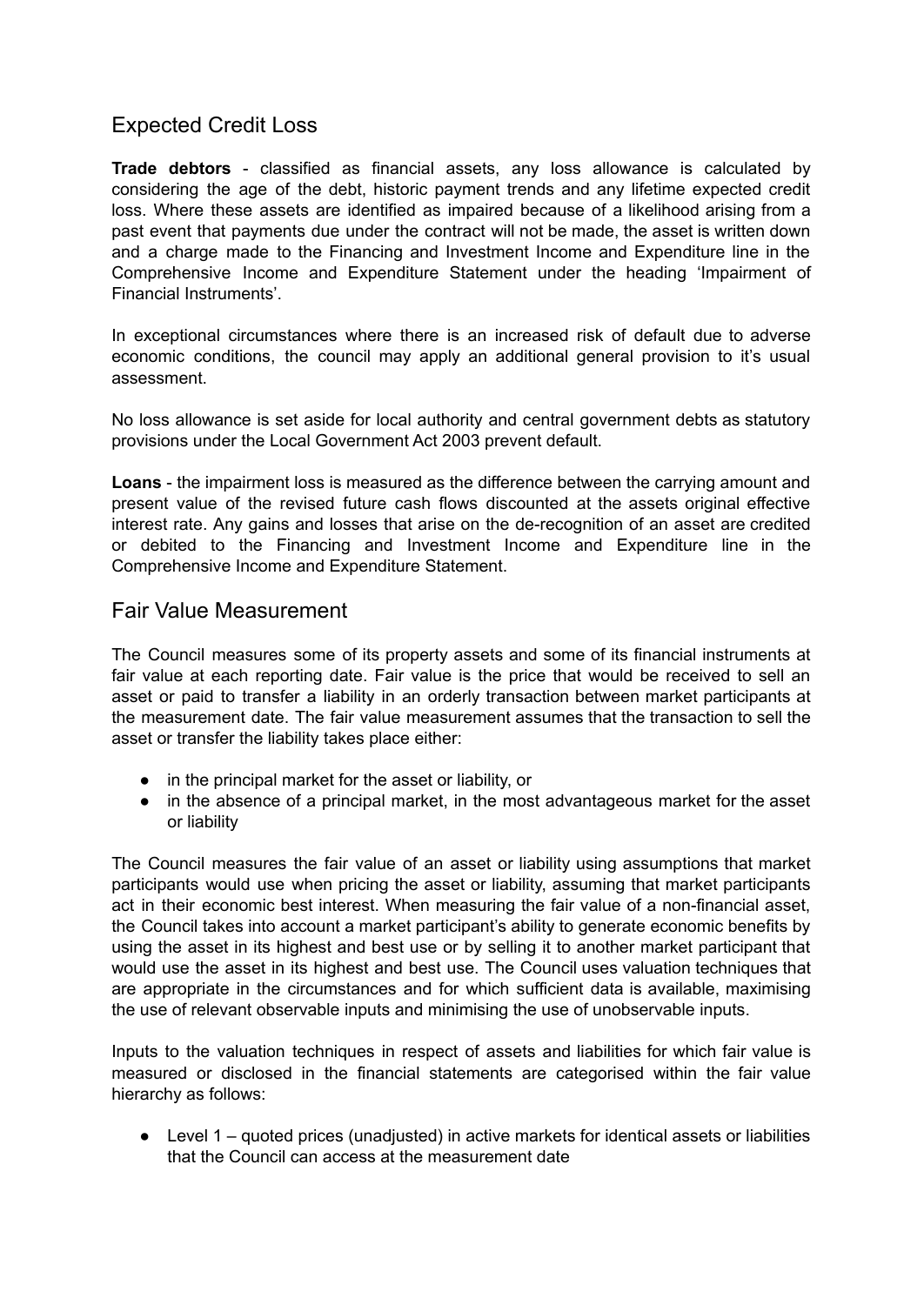## Expected Credit Loss

**Trade debtors** - classified as financial assets, any loss allowance is calculated by considering the age of the debt, historic payment trends and any lifetime expected credit loss. Where these assets are identified as impaired because of a likelihood arising from a past event that payments due under the contract will not be made, the asset is written down and a charge made to the Financing and Investment Income and Expenditure line in the Comprehensive Income and Expenditure Statement under the heading 'Impairment of Financial Instruments'.

In exceptional circumstances where there is an increased risk of default due to adverse economic conditions, the council may apply an additional general provision to it's usual assessment.

No loss allowance is set aside for local authority and central government debts as statutory provisions under the Local Government Act 2003 prevent default.

**Loans** - the impairment loss is measured as the difference between the carrying amount and present value of the revised future cash flows discounted at the assets original effective interest rate. Any gains and losses that arise on the de-recognition of an asset are credited or debited to the Financing and Investment Income and Expenditure line in the Comprehensive Income and Expenditure Statement.

## Fair Value Measurement

The Council measures some of its property assets and some of its financial instruments at fair value at each reporting date. Fair value is the price that would be received to sell an asset or paid to transfer a liability in an orderly transaction between market participants at the measurement date. The fair value measurement assumes that the transaction to sell the asset or transfer the liability takes place either:

- in the principal market for the asset or liability, or
- in the absence of a principal market, in the most advantageous market for the asset or liability

The Council measures the fair value of an asset or liability using assumptions that market participants would use when pricing the asset or liability, assuming that market participants act in their economic best interest. When measuring the fair value of a non-financial asset, the Council takes into account a market participant's ability to generate economic benefits by using the asset in its highest and best use or by selling it to another market participant that would use the asset in its highest and best use. The Council uses valuation techniques that are appropriate in the circumstances and for which sufficient data is available, maximising the use of relevant observable inputs and minimising the use of unobservable inputs.

Inputs to the valuation techniques in respect of assets and liabilities for which fair value is measured or disclosed in the financial statements are categorised within the fair value hierarchy as follows:

- Level 1 – quoted prices (unadjusted) in active markets for identical assets or liabilities that the Council can access at the measurement date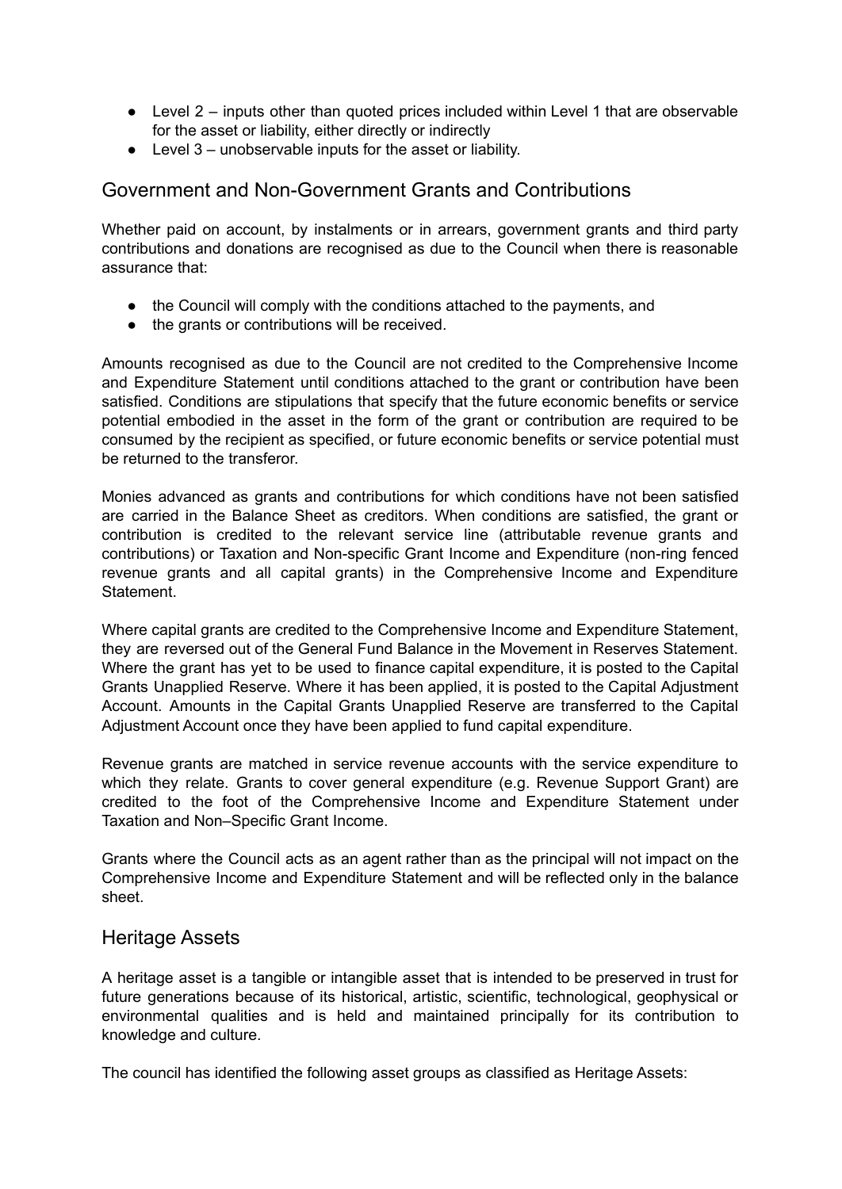- Level 2 – inputs other than quoted prices included within Level 1 that are observable for the asset or liability, either directly or indirectly
- Level 3 – unobservable inputs for the asset or liability.

## Government and Non-Government Grants and Contributions

Whether paid on account, by instalments or in arrears, government grants and third party contributions and donations are recognised as due to the Council when there is reasonable assurance that:

- the Council will comply with the conditions attached to the payments, and
- the grants or contributions will be received.

Amounts recognised as due to the Council are not credited to the Comprehensive Income and Expenditure Statement until conditions attached to the grant or contribution have been satisfied. Conditions are stipulations that specify that the future economic benefits or service potential embodied in the asset in the form of the grant or contribution are required to be consumed by the recipient as specified, or future economic benefits or service potential must be returned to the transferor.

Monies advanced as grants and contributions for which conditions have not been satisfied are carried in the Balance Sheet as creditors. When conditions are satisfied, the grant or contribution is credited to the relevant service line (attributable revenue grants and contributions) or Taxation and Non-specific Grant Income and Expenditure (non-ring fenced revenue grants and all capital grants) in the Comprehensive Income and Expenditure Statement.

Where capital grants are credited to the Comprehensive Income and Expenditure Statement, they are reversed out of the General Fund Balance in the Movement in Reserves Statement. Where the grant has yet to be used to finance capital expenditure, it is posted to the Capital Grants Unapplied Reserve. Where it has been applied, it is posted to the Capital Adjustment Account. Amounts in the Capital Grants Unapplied Reserve are transferred to the Capital Adjustment Account once they have been applied to fund capital expenditure.

Revenue grants are matched in service revenue accounts with the service expenditure to which they relate. Grants to cover general expenditure (e.g. Revenue Support Grant) are credited to the foot of the Comprehensive Income and Expenditure Statement under Taxation and Non–Specific Grant Income.

Grants where the Council acts as an agent rather than as the principal will not impact on the Comprehensive Income and Expenditure Statement and will be reflected only in the balance sheet.

## Heritage Assets

A heritage asset is a tangible or intangible asset that is intended to be preserved in trust for future generations because of its historical, artistic, scientific, technological, geophysical or environmental qualities and is held and maintained principally for its contribution to knowledge and culture.

The council has identified the following asset groups as classified as Heritage Assets: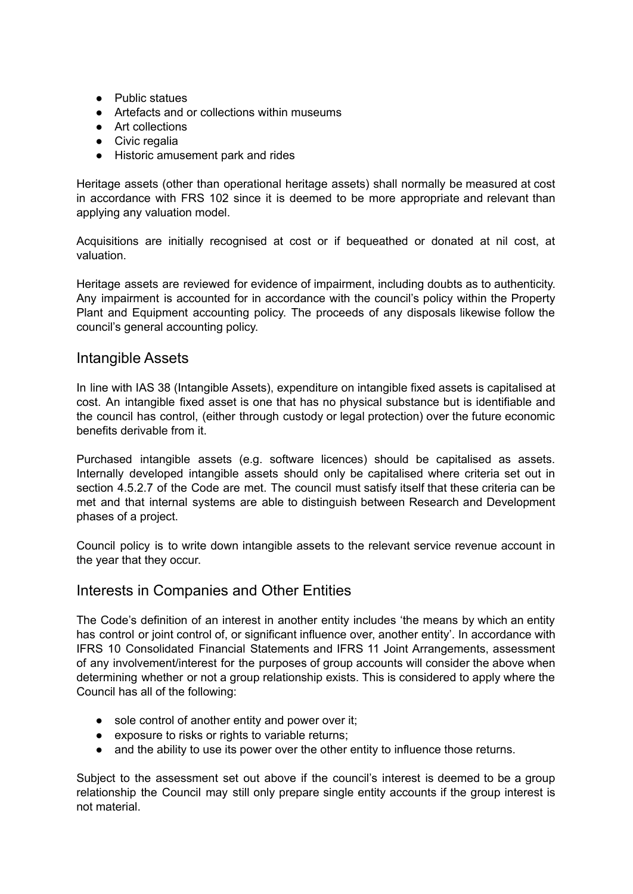- Public statues
- Artefacts and or collections within museums
- Art collections
- Civic regalia
- Historic amusement park and rides

Heritage assets (other than operational heritage assets) shall normally be measured at cost in accordance with FRS 102 since it is deemed to be more appropriate and relevant than applying any valuation model.

Acquisitions are initially recognised at cost or if bequeathed or donated at nil cost, at valuation.

Heritage assets are reviewed for evidence of impairment, including doubts as to authenticity. Any impairment is accounted for in accordance with the council's policy within the Property Plant and Equipment accounting policy. The proceeds of any disposals likewise follow the council's general accounting policy.

## Intangible Assets

In line with IAS 38 (Intangible Assets), expenditure on intangible fixed assets is capitalised at cost. An intangible fixed asset is one that has no physical substance but is identifiable and the council has control, (either through custody or legal protection) over the future economic benefits derivable from it.

Purchased intangible assets (e.g. software licences) should be capitalised as assets. Internally developed intangible assets should only be capitalised where criteria set out in section 4.5.2.7 of the Code are met. The council must satisfy itself that these criteria can be met and that internal systems are able to distinguish between Research and Development phases of a project.

Council policy is to write down intangible assets to the relevant service revenue account in the year that they occur.

## Interests in Companies and Other Entities

The Code's definition of an interest in another entity includes 'the means by which an entity has control or joint control of, or significant influence over, another entity'. In accordance with IFRS 10 Consolidated Financial Statements and IFRS 11 Joint Arrangements, assessment of any involvement/interest for the purposes of group accounts will consider the above when determining whether or not a group relationship exists. This is considered to apply where the Council has all of the following:

- sole control of another entity and power over it;
- exposure to risks or rights to variable returns;
- and the ability to use its power over the other entity to influence those returns.

Subject to the assessment set out above if the council's interest is deemed to be a group relationship the Council may still only prepare single entity accounts if the group interest is not material.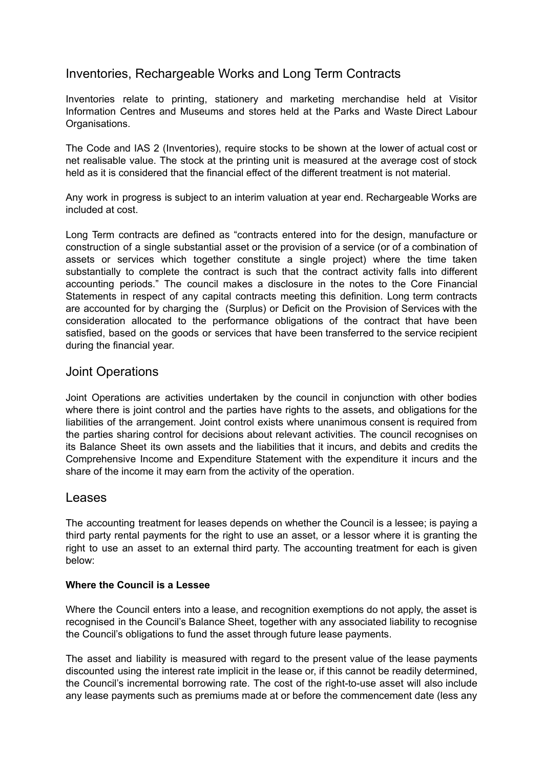## Inventories, Rechargeable Works and Long Term Contracts

Inventories relate to printing, stationery and marketing merchandise held at Visitor Information Centres and Museums and stores held at the Parks and Waste Direct Labour Organisations.

The Code and IAS 2 (Inventories), require stocks to be shown at the lower of actual cost or net realisable value. The stock at the printing unit is measured at the average cost of stock held as it is considered that the financial effect of the different treatment is not material.

Any work in progress is subject to an interim valuation at year end. Rechargeable Works are included at cost.

Long Term contracts are defined as "contracts entered into for the design, manufacture or construction of a single substantial asset or the provision of a service (or of a combination of assets or services which together constitute a single project) where the time taken substantially to complete the contract is such that the contract activity falls into different accounting periods." The council makes a disclosure in the notes to the Core Financial Statements in respect of any capital contracts meeting this definition. Long term contracts are accounted for by charging the (Surplus) or Deficit on the Provision of Services with the consideration allocated to the performance obligations of the contract that have been satisfied, based on the goods or services that have been transferred to the service recipient during the financial year.

## Joint Operations

Joint Operations are activities undertaken by the council in conjunction with other bodies where there is joint control and the parties have rights to the assets, and obligations for the liabilities of the arrangement. Joint control exists where unanimous consent is required from the parties sharing control for decisions about relevant activities. The council recognises on its Balance Sheet its own assets and the liabilities that it incurs, and debits and credits the Comprehensive Income and Expenditure Statement with the expenditure it incurs and the share of the income it may earn from the activity of the operation.

## Leases

The accounting treatment for leases depends on whether the Council is a lessee; is paying a third party rental payments for the right to use an asset, or a lessor where it is granting the right to use an asset to an external third party. The accounting treatment for each is given below:

**Where the Council is a Lessee**

Where the Council enters into a lease, and recognition exemptions do not apply, the asset is recognised in the Council's Balance Sheet, together with any associated liability to recognise the Council's obligations to fund the asset through future lease payments.

The asset and liability is measured with regard to the present value of the lease payments discounted using the interest rate implicit in the lease or, if this cannot be readily determined, the Council's incremental borrowing rate. The cost of the right-to-use asset will also include any lease payments such as premiums made at or before the commencement date (less any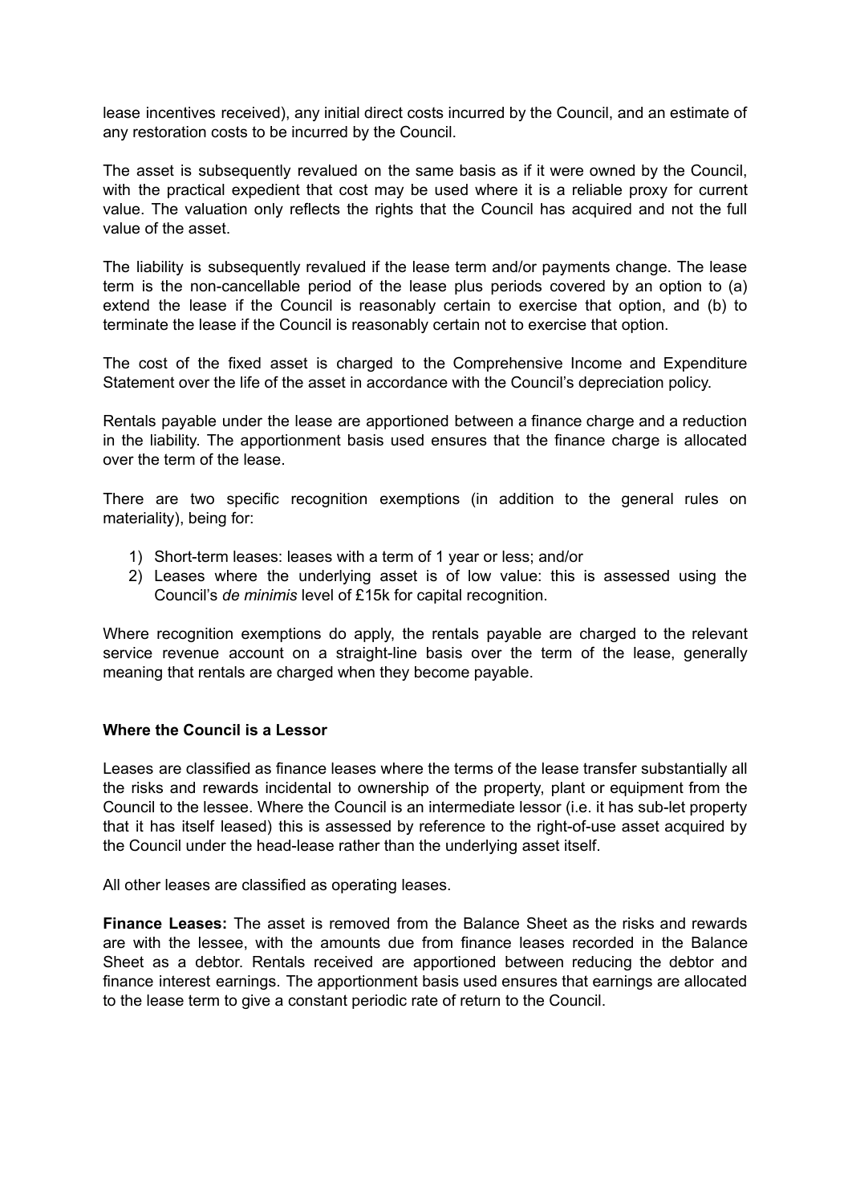lease incentives received), any initial direct costs incurred by the Council, and an estimate of any restoration costs to be incurred by the Council.

The asset is subsequently revalued on the same basis as if it were owned by the Council, with the practical expedient that cost may be used where it is a reliable proxy for current value. The valuation only reflects the rights that the Council has acquired and not the full value of the asset.

The liability is subsequently revalued if the lease term and/or payments change. The lease term is the non-cancellable period of the lease plus periods covered by an option to (a) extend the lease if the Council is reasonably certain to exercise that option, and (b) to terminate the lease if the Council is reasonably certain not to exercise that option.

The cost of the fixed asset is charged to the Comprehensive Income and Expenditure Statement over the life of the asset in accordance with the Council's depreciation policy.

Rentals payable under the lease are apportioned between a finance charge and a reduction in the liability. The apportionment basis used ensures that the finance charge is allocated over the term of the lease.

There are two specific recognition exemptions (in addition to the general rules on materiality), being for:

1) Short-term leases: leases with a term of 1 year or less; and/or
2) Leases where the underlying asset is of low value: this is assessed using the Council's *de minimis* level of £15k for capital recognition.

Where recognition exemptions do apply, the rentals payable are charged to the relevant service revenue account on a straight-line basis over the term of the lease, generally meaning that rentals are charged when they become payable.

**Where the Council is a Lessor**

Leases are classified as finance leases where the terms of the lease transfer substantially all the risks and rewards incidental to ownership of the property, plant or equipment from the Council to the lessee. Where the Council is an intermediate lessor (i.e. it has sub-let property that it has itself leased) this is assessed by reference to the right-of-use asset acquired by the Council under the head-lease rather than the underlying asset itself.

All other leases are classified as operating leases.

**Finance Leases:** The asset is removed from the Balance Sheet as the risks and rewards are with the lessee, with the amounts due from finance leases recorded in the Balance Sheet as a debtor. Rentals received are apportioned between reducing the debtor and finance interest earnings. The apportionment basis used ensures that earnings are allocated to the lease term to give a constant periodic rate of return to the Council.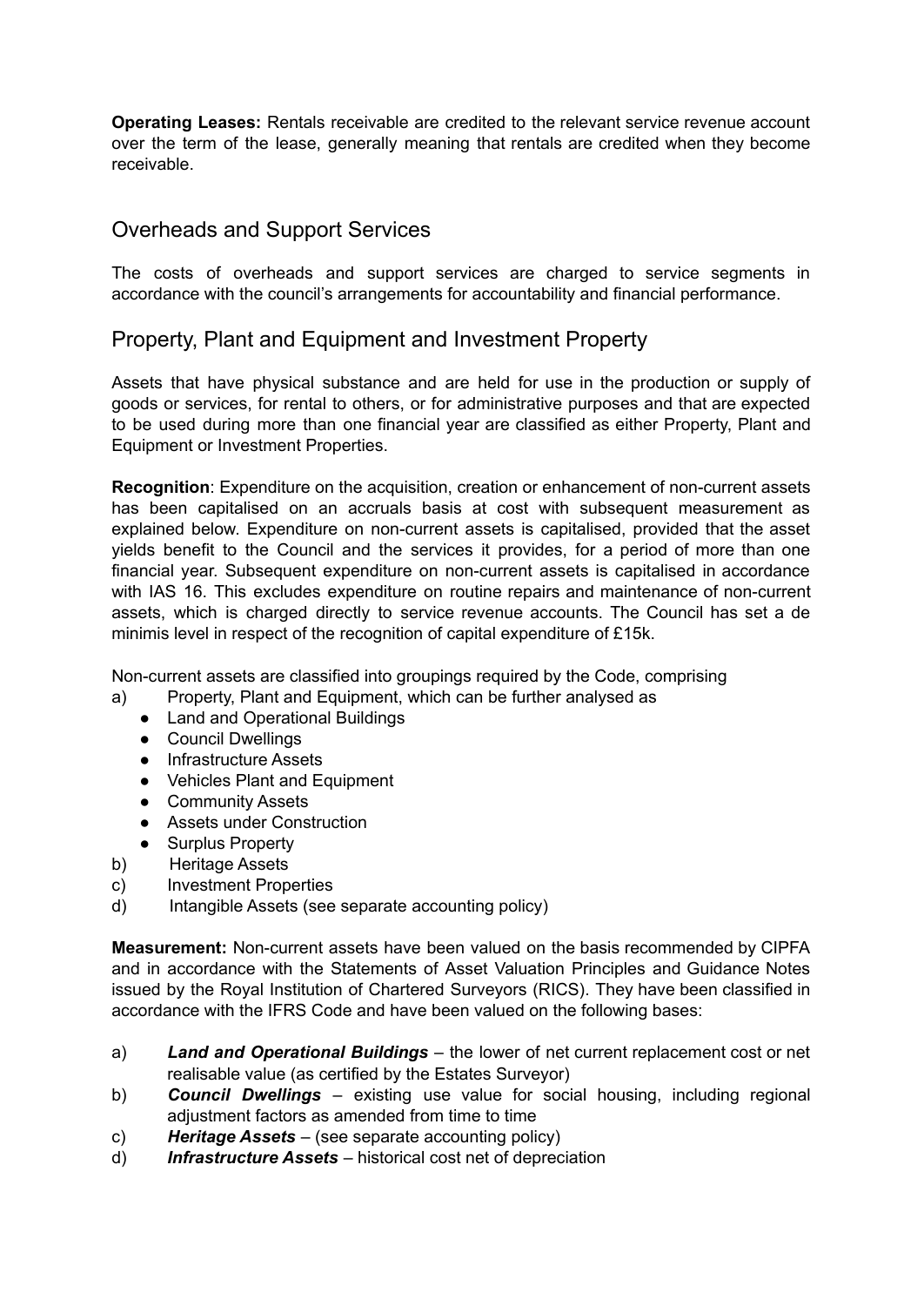**Operating Leases:** Rentals receivable are credited to the relevant service revenue account over the term of the lease, generally meaning that rentals are credited when they become receivable.

## Overheads and Support Services

The costs of overheads and support services are charged to service segments in accordance with the council's arrangements for accountability and financial performance.

## Property, Plant and Equipment and Investment Property

Assets that have physical substance and are held for use in the production or supply of goods or services, for rental to others, or for administrative purposes and that are expected to be used during more than one financial year are classified as either Property, Plant and Equipment or Investment Properties.

**Recognition**: Expenditure on the acquisition, creation or enhancement of non-current assets has been capitalised on an accruals basis at cost with subsequent measurement as explained below. Expenditure on non-current assets is capitalised, provided that the asset yields benefit to the Council and the services it provides, for a period of more than one financial year. Subsequent expenditure on non-current assets is capitalised in accordance with IAS 16. This excludes expenditure on routine repairs and maintenance of non-current assets, which is charged directly to service revenue accounts. The Council has set a de minimis level in respect of the recognition of capital expenditure of £15k.

Non-current assets are classified into groupings required by the Code, comprising

a) Property, Plant and Equipment, which can be further analysed as
   - Land and Operational Buildings
   - Council Dwellings
   - Infrastructure Assets
   - Vehicles Plant and Equipment
   - Community Assets
   - Assets under Construction
   - Surplus Property

b) Heritage Assets

c) Investment Properties

d) Intangible Assets (see separate accounting policy)

**Measurement:** Non-current assets have been valued on the basis recommended by CIPFA and in accordance with the Statements of Asset Valuation Principles and Guidance Notes issued by the Royal Institution of Chartered Surveyors (RICS). They have been classified in accordance with the IFRS Code and have been valued on the following bases:

a) ***Land and Operational Buildings*** – the lower of net current replacement cost or net realisable value (as certified by the Estates Surveyor)

b) ***Council Dwellings*** – existing use value for social housing, including regional adjustment factors as amended from time to time

c) ***Heritage Assets*** – (see separate accounting policy)

d) ***Infrastructure Assets*** – historical cost net of depreciation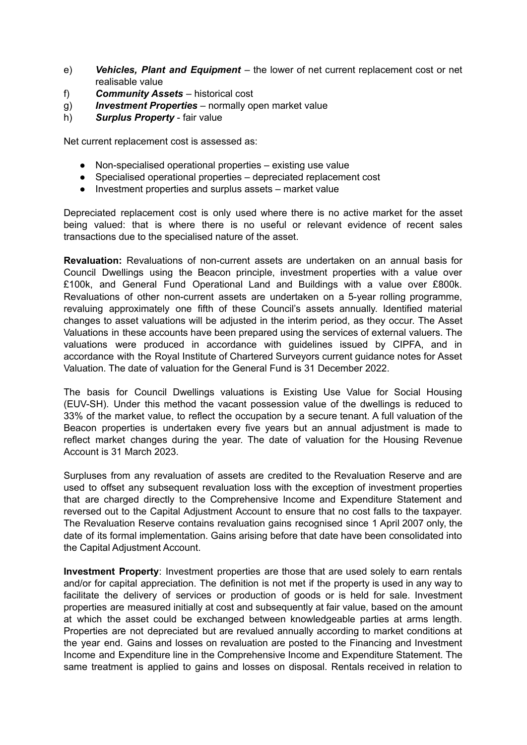e) ***Vehicles, Plant and Equipment*** – the lower of net current replacement cost or net realisable value
f) ***Community Assets*** – historical cost
g) ***Investment Properties*** – normally open market value
h) ***Surplus Property*** - fair value

Net current replacement cost is assessed as:

- Non-specialised operational properties – existing use value
- Specialised operational properties – depreciated replacement cost
- Investment properties and surplus assets – market value

Depreciated replacement cost is only used where there is no active market for the asset being valued: that is where there is no useful or relevant evidence of recent sales transactions due to the specialised nature of the asset.

**Revaluation:** Revaluations of non-current assets are undertaken on an annual basis for Council Dwellings using the Beacon principle, investment properties with a value over £100k, and General Fund Operational Land and Buildings with a value over £800k. Revaluations of other non-current assets are undertaken on a 5-year rolling programme, revaluing approximately one fifth of these Council's assets annually. Identified material changes to asset valuations will be adjusted in the interim period, as they occur. The Asset Valuations in these accounts have been prepared using the services of external valuers. The valuations were produced in accordance with guidelines issued by CIPFA, and in accordance with the Royal Institute of Chartered Surveyors current guidance notes for Asset Valuation. The date of valuation for the General Fund is 31 December 2022.

The basis for Council Dwellings valuations is Existing Use Value for Social Housing (EUV-SH). Under this method the vacant possession value of the dwellings is reduced to 33% of the market value, to reflect the occupation by a secure tenant. A full valuation of the Beacon properties is undertaken every five years but an annual adjustment is made to reflect market changes during the year. The date of valuation for the Housing Revenue Account is 31 March 2023.

Surpluses from any revaluation of assets are credited to the Revaluation Reserve and are used to offset any subsequent revaluation loss with the exception of investment properties that are charged directly to the Comprehensive Income and Expenditure Statement and reversed out to the Capital Adjustment Account to ensure that no cost falls to the taxpayer. The Revaluation Reserve contains revaluation gains recognised since 1 April 2007 only, the date of its formal implementation. Gains arising before that date have been consolidated into the Capital Adjustment Account.

**Investment Property**: Investment properties are those that are used solely to earn rentals and/or for capital appreciation. The definition is not met if the property is used in any way to facilitate the delivery of services or production of goods or is held for sale. Investment properties are measured initially at cost and subsequently at fair value, based on the amount at which the asset could be exchanged between knowledgeable parties at arms length. Properties are not depreciated but are revalued annually according to market conditions at the year end. Gains and losses on revaluation are posted to the Financing and Investment Income and Expenditure line in the Comprehensive Income and Expenditure Statement. The same treatment is applied to gains and losses on disposal. Rentals received in relation to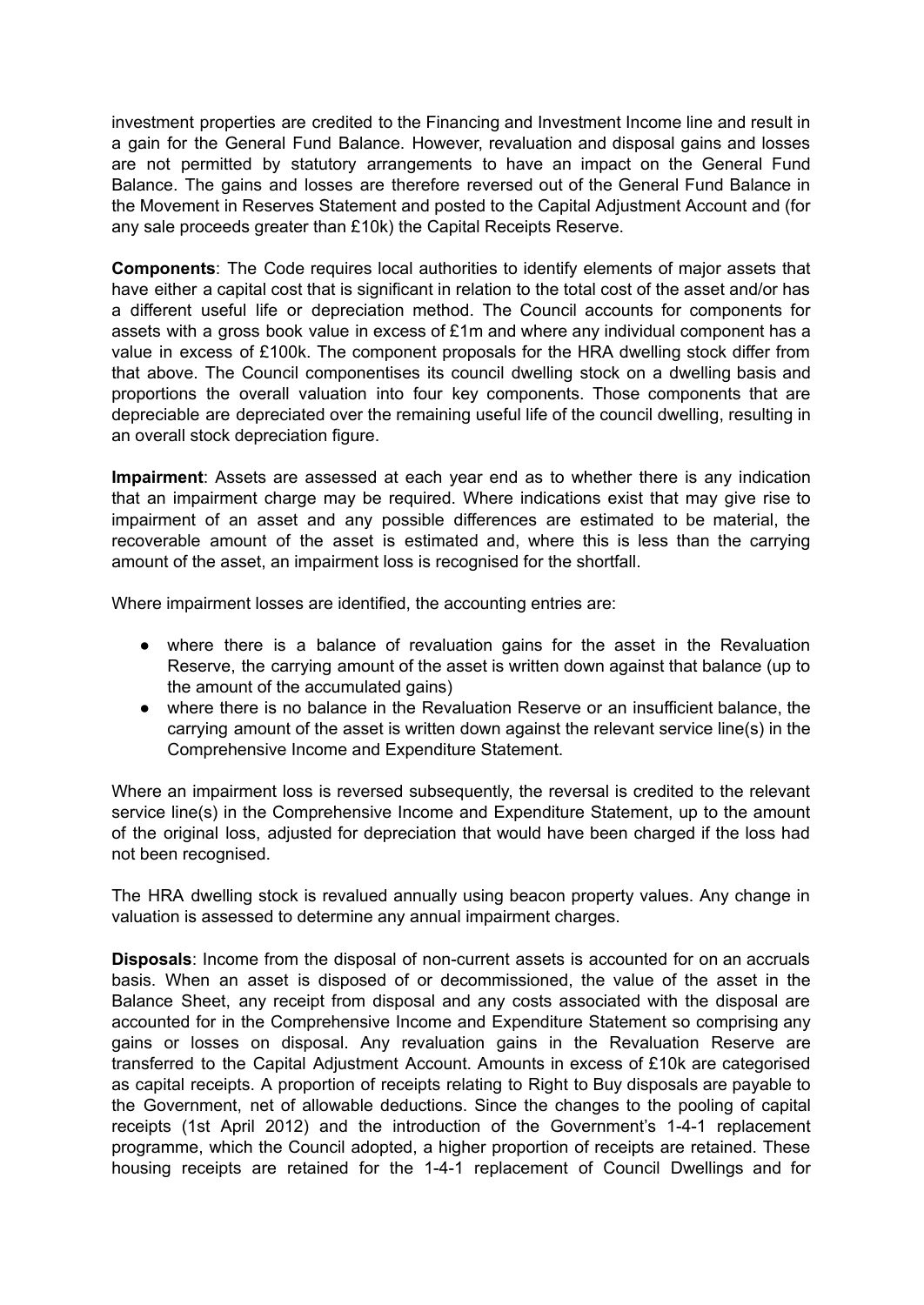investment properties are credited to the Financing and Investment Income line and result in a gain for the General Fund Balance. However, revaluation and disposal gains and losses are not permitted by statutory arrangements to have an impact on the General Fund Balance. The gains and losses are therefore reversed out of the General Fund Balance in the Movement in Reserves Statement and posted to the Capital Adjustment Account and (for any sale proceeds greater than £10k) the Capital Receipts Reserve.

**Components**: The Code requires local authorities to identify elements of major assets that have either a capital cost that is significant in relation to the total cost of the asset and/or has a different useful life or depreciation method. The Council accounts for components for assets with a gross book value in excess of £1m and where any individual component has a value in excess of £100k. The component proposals for the HRA dwelling stock differ from that above. The Council componentises its council dwelling stock on a dwelling basis and proportions the overall valuation into four key components. Those components that are depreciable are depreciated over the remaining useful life of the council dwelling, resulting in an overall stock depreciation figure.

**Impairment**: Assets are assessed at each year end as to whether there is any indication that an impairment charge may be required. Where indications exist that may give rise to impairment of an asset and any possible differences are estimated to be material, the recoverable amount of the asset is estimated and, where this is less than the carrying amount of the asset, an impairment loss is recognised for the shortfall.

Where impairment losses are identified, the accounting entries are:

- where there is a balance of revaluation gains for the asset in the Revaluation Reserve, the carrying amount of the asset is written down against that balance (up to the amount of the accumulated gains)
- where there is no balance in the Revaluation Reserve or an insufficient balance, the carrying amount of the asset is written down against the relevant service line(s) in the Comprehensive Income and Expenditure Statement.

Where an impairment loss is reversed subsequently, the reversal is credited to the relevant service line(s) in the Comprehensive Income and Expenditure Statement, up to the amount of the original loss, adjusted for depreciation that would have been charged if the loss had not been recognised.

The HRA dwelling stock is revalued annually using beacon property values. Any change in valuation is assessed to determine any annual impairment charges.

**Disposals**: Income from the disposal of non-current assets is accounted for on an accruals basis. When an asset is disposed of or decommissioned, the value of the asset in the Balance Sheet, any receipt from disposal and any costs associated with the disposal are accounted for in the Comprehensive Income and Expenditure Statement so comprising any gains or losses on disposal. Any revaluation gains in the Revaluation Reserve are transferred to the Capital Adjustment Account. Amounts in excess of £10k are categorised as capital receipts. A proportion of receipts relating to Right to Buy disposals are payable to the Government, net of allowable deductions. Since the changes to the pooling of capital receipts (1st April 2012) and the introduction of the Government's 1-4-1 replacement programme, which the Council adopted, a higher proportion of receipts are retained. These housing receipts are retained for the 1-4-1 replacement of Council Dwellings and for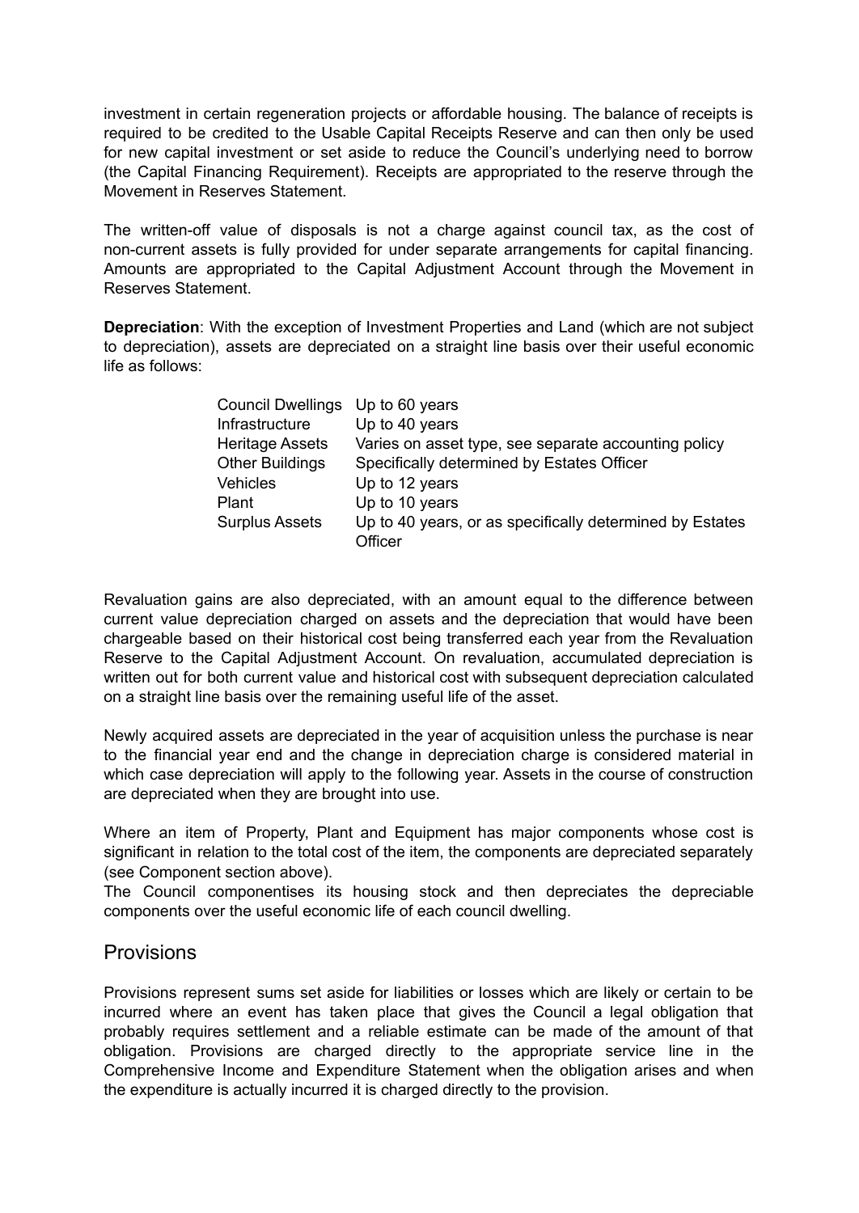investment in certain regeneration projects or affordable housing. The balance of receipts is required to be credited to the Usable Capital Receipts Reserve and can then only be used for new capital investment or set aside to reduce the Council's underlying need to borrow (the Capital Financing Requirement). Receipts are appropriated to the reserve through the Movement in Reserves Statement.

The written-off value of disposals is not a charge against council tax, as the cost of non-current assets is fully provided for under separate arrangements for capital financing. Amounts are appropriated to the Capital Adjustment Account through the Movement in Reserves Statement.

**Depreciation**: With the exception of Investment Properties and Land (which are not subject to depreciation), assets are depreciated on a straight line basis over their useful economic life as follows:

| | |
|---|---|
| Council Dwellings | Up to 60 years |
| Infrastructure | Up to 40 years |
| Heritage Assets | Varies on asset type, see separate accounting policy |
| Other Buildings | Specifically determined by Estates Officer |
| Vehicles | Up to 12 years |
| Plant | Up to 10 years |
| Surplus Assets | Up to 40 years, or as specifically determined by Estates Officer |

Revaluation gains are also depreciated, with an amount equal to the difference between current value depreciation charged on assets and the depreciation that would have been chargeable based on their historical cost being transferred each year from the Revaluation Reserve to the Capital Adjustment Account. On revaluation, accumulated depreciation is written out for both current value and historical cost with subsequent depreciation calculated on a straight line basis over the remaining useful life of the asset.

Newly acquired assets are depreciated in the year of acquisition unless the purchase is near to the financial year end and the change in depreciation charge is considered material in which case depreciation will apply to the following year. Assets in the course of construction are depreciated when they are brought into use.

Where an item of Property, Plant and Equipment has major components whose cost is significant in relation to the total cost of the item, the components are depreciated separately (see Component section above).
The Council componentises its housing stock and then depreciates the depreciable components over the useful economic life of each council dwelling.

## Provisions

Provisions represent sums set aside for liabilities or losses which are likely or certain to be incurred where an event has taken place that gives the Council a legal obligation that probably requires settlement and a reliable estimate can be made of the amount of that obligation. Provisions are charged directly to the appropriate service line in the Comprehensive Income and Expenditure Statement when the obligation arises and when the expenditure is actually incurred it is charged directly to the provision.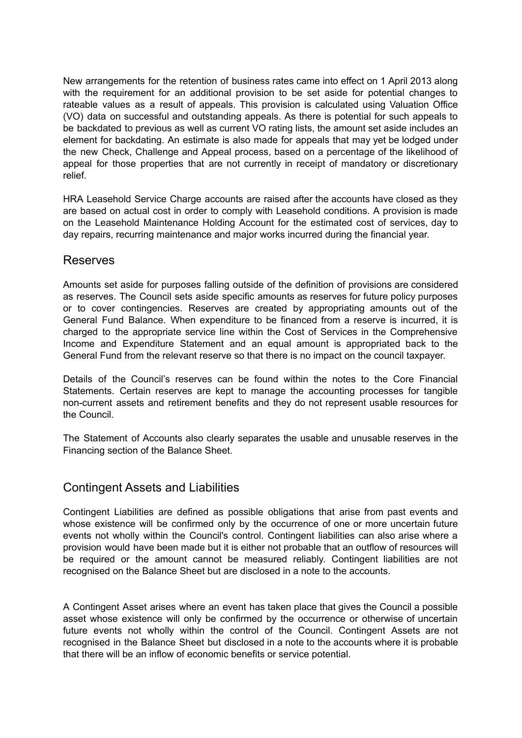New arrangements for the retention of business rates came into effect on 1 April 2013 along with the requirement for an additional provision to be set aside for potential changes to rateable values as a result of appeals. This provision is calculated using Valuation Office (VO) data on successful and outstanding appeals. As there is potential for such appeals to be backdated to previous as well as current VO rating lists, the amount set aside includes an element for backdating. An estimate is also made for appeals that may yet be lodged under the new Check, Challenge and Appeal process, based on a percentage of the likelihood of appeal for those properties that are not currently in receipt of mandatory or discretionary relief.

HRA Leasehold Service Charge accounts are raised after the accounts have closed as they are based on actual cost in order to comply with Leasehold conditions. A provision is made on the Leasehold Maintenance Holding Account for the estimated cost of services, day to day repairs, recurring maintenance and major works incurred during the financial year.

## Reserves

Amounts set aside for purposes falling outside of the definition of provisions are considered as reserves. The Council sets aside specific amounts as reserves for future policy purposes or to cover contingencies. Reserves are created by appropriating amounts out of the General Fund Balance. When expenditure to be financed from a reserve is incurred, it is charged to the appropriate service line within the Cost of Services in the Comprehensive Income and Expenditure Statement and an equal amount is appropriated back to the General Fund from the relevant reserve so that there is no impact on the council taxpayer.

Details of the Council's reserves can be found within the notes to the Core Financial Statements. Certain reserves are kept to manage the accounting processes for tangible non-current assets and retirement benefits and they do not represent usable resources for the Council.

The Statement of Accounts also clearly separates the usable and unusable reserves in the Financing section of the Balance Sheet.

## Contingent Assets and Liabilities

Contingent Liabilities are defined as possible obligations that arise from past events and whose existence will be confirmed only by the occurrence of one or more uncertain future events not wholly within the Council's control. Contingent liabilities can also arise where a provision would have been made but it is either not probable that an outflow of resources will be required or the amount cannot be measured reliably. Contingent liabilities are not recognised on the Balance Sheet but are disclosed in a note to the accounts.

A Contingent Asset arises where an event has taken place that gives the Council a possible asset whose existence will only be confirmed by the occurrence or otherwise of uncertain future events not wholly within the control of the Council. Contingent Assets are not recognised in the Balance Sheet but disclosed in a note to the accounts where it is probable that there will be an inflow of economic benefits or service potential.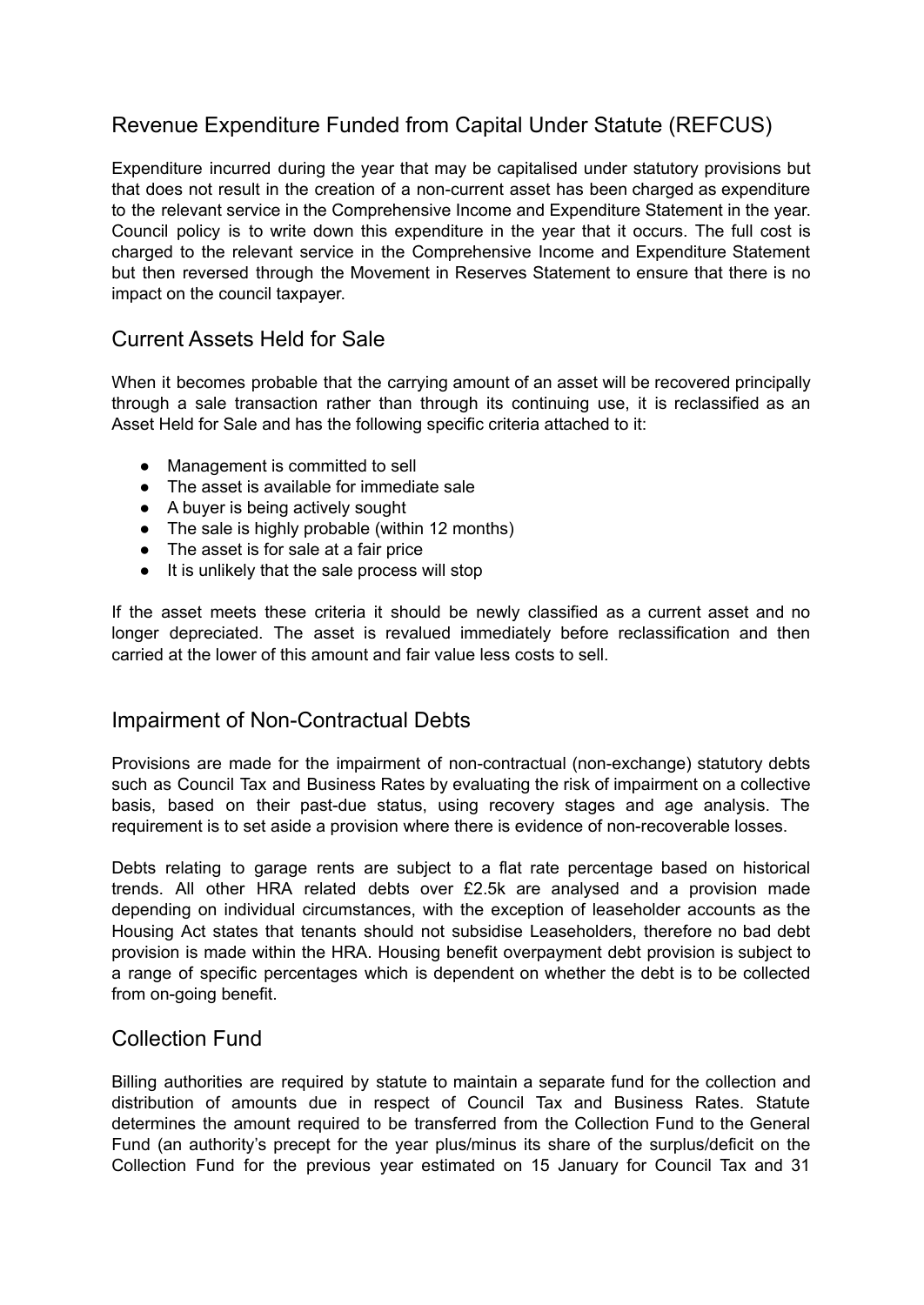## Revenue Expenditure Funded from Capital Under Statute (REFCUS)

Expenditure incurred during the year that may be capitalised under statutory provisions but that does not result in the creation of a non-current asset has been charged as expenditure to the relevant service in the Comprehensive Income and Expenditure Statement in the year. Council policy is to write down this expenditure in the year that it occurs. The full cost is charged to the relevant service in the Comprehensive Income and Expenditure Statement but then reversed through the Movement in Reserves Statement to ensure that there is no impact on the council taxpayer.

## Current Assets Held for Sale

When it becomes probable that the carrying amount of an asset will be recovered principally through a sale transaction rather than through its continuing use, it is reclassified as an Asset Held for Sale and has the following specific criteria attached to it:

- Management is committed to sell
- The asset is available for immediate sale
- A buyer is being actively sought
- The sale is highly probable (within 12 months)
- The asset is for sale at a fair price
- It is unlikely that the sale process will stop

If the asset meets these criteria it should be newly classified as a current asset and no longer depreciated. The asset is revalued immediately before reclassification and then carried at the lower of this amount and fair value less costs to sell.

## Impairment of Non-Contractual Debts

Provisions are made for the impairment of non-contractual (non-exchange) statutory debts such as Council Tax and Business Rates by evaluating the risk of impairment on a collective basis, based on their past-due status, using recovery stages and age analysis. The requirement is to set aside a provision where there is evidence of non-recoverable losses.

Debts relating to garage rents are subject to a flat rate percentage based on historical trends. All other HRA related debts over £2.5k are analysed and a provision made depending on individual circumstances, with the exception of leaseholder accounts as the Housing Act states that tenants should not subsidise Leaseholders, therefore no bad debt provision is made within the HRA. Housing benefit overpayment debt provision is subject to a range of specific percentages which is dependent on whether the debt is to be collected from on-going benefit.

## Collection Fund

Billing authorities are required by statute to maintain a separate fund for the collection and distribution of amounts due in respect of Council Tax and Business Rates. Statute determines the amount required to be transferred from the Collection Fund to the General Fund (an authority's precept for the year plus/minus its share of the surplus/deficit on the Collection Fund for the previous year estimated on 15 January for Council Tax and 31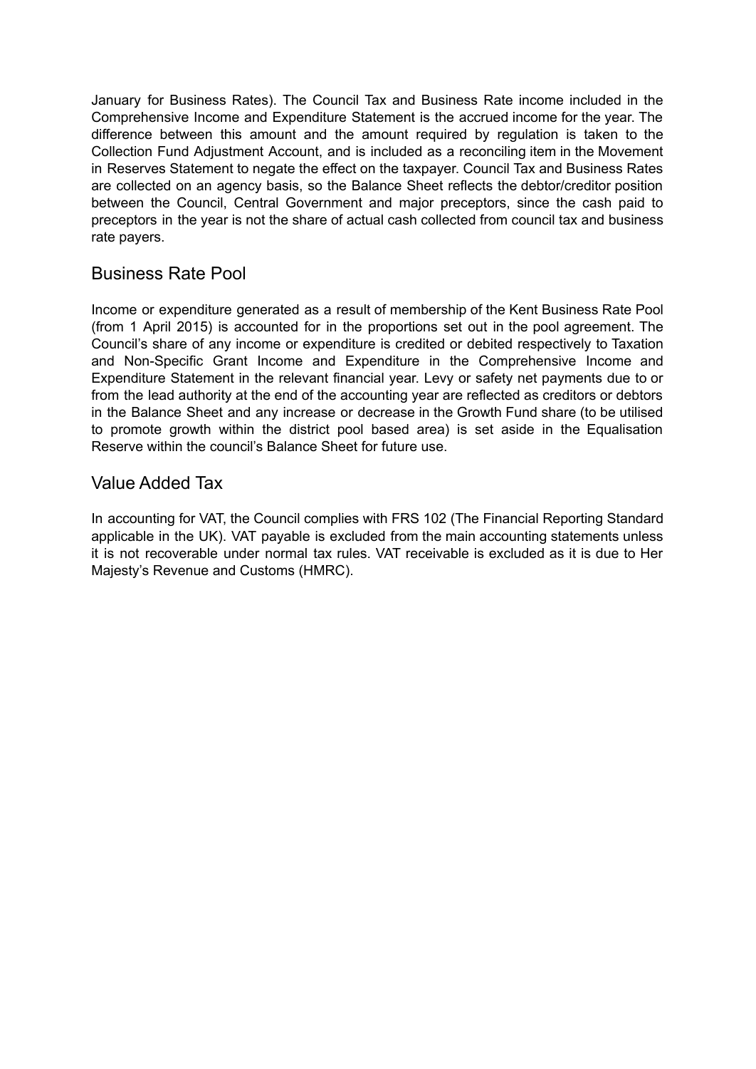January for Business Rates). The Council Tax and Business Rate income included in the Comprehensive Income and Expenditure Statement is the accrued income for the year. The difference between this amount and the amount required by regulation is taken to the Collection Fund Adjustment Account, and is included as a reconciling item in the Movement in Reserves Statement to negate the effect on the taxpayer. Council Tax and Business Rates are collected on an agency basis, so the Balance Sheet reflects the debtor/creditor position between the Council, Central Government and major preceptors, since the cash paid to preceptors in the year is not the share of actual cash collected from council tax and business rate payers.

## Business Rate Pool

Income or expenditure generated as a result of membership of the Kent Business Rate Pool (from 1 April 2015) is accounted for in the proportions set out in the pool agreement. The Council's share of any income or expenditure is credited or debited respectively to Taxation and Non-Specific Grant Income and Expenditure in the Comprehensive Income and Expenditure Statement in the relevant financial year. Levy or safety net payments due to or from the lead authority at the end of the accounting year are reflected as creditors or debtors in the Balance Sheet and any increase or decrease in the Growth Fund share (to be utilised to promote growth within the district pool based area) is set aside in the Equalisation Reserve within the council's Balance Sheet for future use.

## Value Added Tax

In accounting for VAT, the Council complies with FRS 102 (The Financial Reporting Standard applicable in the UK). VAT payable is excluded from the main accounting statements unless it is not recoverable under normal tax rules. VAT receivable is excluded as it is due to Her Majesty's Revenue and Customs (HMRC).